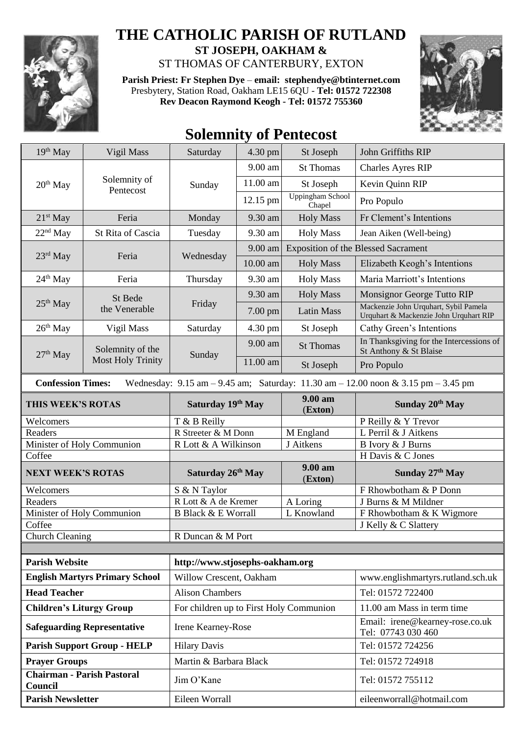# THE CATHOLIC PARISH OF RUTLAND

**ST JOSEPH, OAKHAM &**
ST THOMAS OF CANTERBURY, EXTON

**Parish Priest: Fr Stephen Dye** – **email: stephendye@btinternet.com**
Presbytery, Station Road, Oakham LE15 6QU - **Tel: 01572 722308**
**Rev Deacon Raymond Keogh - Tel: 01572 755360**

## Solemnity of Pentecost

| Date | Celebration | Day | Time | Location | Intention |
|---|---|---|---|---|---|
| 19th May | Vigil Mass | Saturday | 4.30 pm | St Joseph | John Griffiths RIP |
| 20th May | Solemnity of Pentecost | Sunday | 9.00 am | St Thomas | Charles Ayres RIP |
| | | | 11.00 am | St Joseph | Kevin Quinn RIP |
| | | | 12.15 pm | Uppingham School Chapel | Pro Populo |
| 21st May | Feria | Monday | 9.30 am | Holy Mass | Fr Clement's Intentions |
| 22nd May | St Rita of Cascia | Tuesday | 9.30 am | Holy Mass | Jean Aiken (Well-being) |
| 23rd May | Feria | Wednesday | 9.00 am | Exposition of the Blessed Sacrament | |
| | | | 10.00 am | Holy Mass | Elizabeth Keogh's Intentions |
| 24th May | Feria | Thursday | 9.30 am | Holy Mass | Maria Marriott's Intentions |
| 25th May | St Bede the Venerable | Friday | 9.30 am | Holy Mass | Monsignor George Tutto RIP |
| | | | 7.00 pm | Latin Mass | Mackenzie John Urquhart, Sybil Pamela Urquhart & Mackenzie John Urquhart RIP |
| 26th May | Vigil Mass | Saturday | 4.30 pm | St Joseph | Cathy Green's Intentions |
| 27th May | Solemnity of the Most Holy Trinity | Sunday | 9.00 am | St Thomas | In Thanksgiving for the Intercessions of St Anthony & St Blaise |
| | | | 11.00 am | St Joseph | Pro Populo |

**Confession Times:** Wednesday: 9.15 am – 9.45 am; Saturday: 11.30 am – 12.00 noon & 3.15 pm – 3.45 pm

| THIS WEEK'S ROTAS | Saturday 19th May | 9.00 am (Exton) | Sunday 20th May |
|---|---|---|---|
| Welcomers | T & B Reilly | | P Reilly & Y Trevor |
| Readers | R Streeter & M Donn | M England | L Perril & J Aitkens |
| Minister of Holy Communion | R Lott & A Wilkinson | J Aitkens | B Ivory & J Burns |
| Coffee | | | H Davis & C Jones |
| **NEXT WEEK'S ROTAS** | **Saturday 26th May** | **9.00 am (Exton)** | **Sunday 27th May** |
| Welcomers | S & N Taylor | | F Rhowbotham & P Donn |
| Readers | R Lott & A de Kremer | A Loring | J Burns & M Mildner |
| Minister of Holy Communion | B Black & E Worrall | L Knowland | F Rhowbotham & K Wigmore |
| Coffee | | | J Kelly & C Slattery |
| Church Cleaning | R Duncan & M Port | | |

| | | |
|---|---|---|
| **Parish Website** | http://www.stjosephs-oakham.org | |
| **English Martyrs Primary School** | Willow Crescent, Oakham | www.englishmartyrs.rutland.sch.uk |
| **Head Teacher** | Alison Chambers | Tel: 01572 722400 |
| **Children's Liturgy Group** | For children up to First Holy Communion | 11.00 am Mass in term time |
| **Safeguarding Representative** | Irene Kearney-Rose | Email: irene@kearney-rose.co.uk Tel: 07743 030 460 |
| **Parish Support Group - HELP** | Hilary Davis | Tel: 01572 724256 |
| **Prayer Groups** | Martin & Barbara Black | Tel: 01572 724918 |
| **Chairman - Parish Pastoral Council** | Jim O'Kane | Tel: 01572 755112 |
| **Parish Newsletter** | Eileen Worrall | eileenworrall@hotmail.com |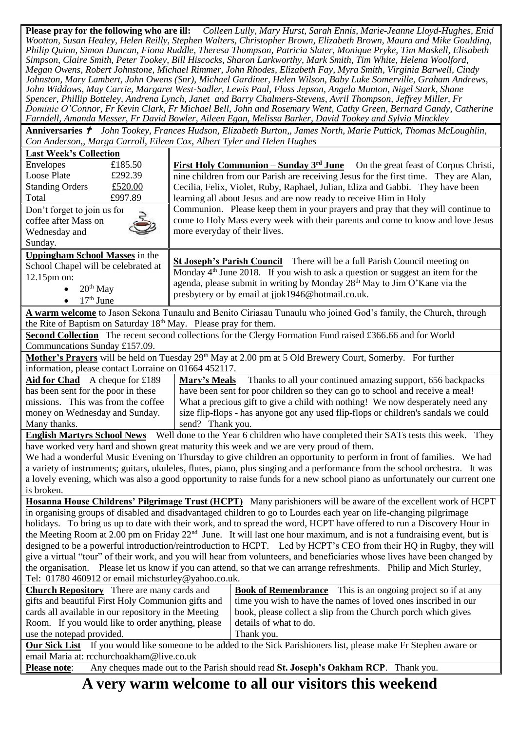**Please pray for the following who are ill:** *Colleen Lully, Mary Hurst, Sarah Ennis, Marie-Jeanne Lloyd-Hughes, Enid Wootton, Susan Healey, Helen Reilly, Stephen Walters, Christopher Brown, Elizabeth Brown, Maura and Mike Goulding, Philip Quinn, Simon Duncan, Fiona Ruddle, Theresa Thompson, Patricia Slater, Monique Pryke, Tim Maskell, Elisabeth Simpson, Claire Smith, Peter Tookey, Bill Hiscocks, Sharon Larkworthy, Mark Smith, Tim White, Helena Woolford, Megan Owens, Robert Johnstone, Michael Rimmer, John Rhodes, Elizabeth Fay, Myra Smith, Virginia Barwell, Cindy Johnston, Mary Lambert, John Owens (Snr), Michael Gardiner, Helen Wilson, Baby Luke Somerville, Graham Andrews, John Widdows, May Carrie, Margaret West-Sadler, Lewis Paul, Floss Jepson, Angela Munton, Nigel Stark, Shane Spencer, Phillip Botteley, Andrena Lynch, Janet and Barry Chalmers-Stevens, Avril Thompson, Jeffrey Miller, Fr Dominic O'Connor, Fr Kevin Clark, Fr Michael Bell, John and Rosemary Went, Cathy Green, Bernard Gandy, Catherine Farndell, Amanda Messer, Fr David Bowler, Aileen Egan, Melissa Barker, David Tookey and Sylvia Minckley*

**Anniversaries** ✝ *John Tookey, Frances Hudson, Elizabeth Burton,, James North, Marie Puttick, Thomas McLoughlin, Con Anderson,, Marga Carroll, Eileen Cox, Albert Tyler and Helen Hughes*

**Last Week's Collection**

| | |
|---|---|
| Envelopes | £185.50 |
| Loose Plate | £292.39 |
| Standing Orders | £520.00 |
| Total | £997.89 |

Don't forget to join us for coffee after Mass on Wednesday and Sunday.

**First Holy Communion – Sunday 3rd June** On the great feast of Corpus Christi, nine children from our Parish are receiving Jesus for the first time. They are Alan, Cecilia, Felix, Violet, Ruby, Raphael, Julian, Eliza and Gabbi. They have been learning all about Jesus and are now ready to receive Him in Holy Communion. Please keep them in your prayers and pray that they will continue to come to Holy Mass every week with their parents and come to know and love Jesus more everyday of their lives.

**Uppingham School Masses** in the School Chapel will be celebrated at 12.15pm on:

- 20th May
- 17th June

**St Joseph's Parish Council** There will be a full Parish Council meeting on Monday 4th June 2018. If you wish to ask a question or suggest an item for the agenda, please submit in writing by Monday 28th May to Jim O'Kane via the presbytery or by email at jjok1946@hotmail.co.uk.

**A warm welcome** to Jason Sekona Tunaulu and Benito Ciriasau Tunaulu who joined God's family, the Church, through the Rite of Baptism on Saturday 18th May. Please pray for them.

**Second Collection** The recent second collections for the Clergy Formation Fund raised £366.66 and for World Communcations Sunday £157.09.

**Mother's Prayers** will be held on Tuesday 29th May at 2.00 pm at 5 Old Brewery Court, Somerby. For further information, please contact Lorraine on 01664 452117.

**Aid for Chad** A cheque for £189 has been sent for the poor in these missions. This was from the coffee money on Wednesday and Sunday. Many thanks.

**Mary's Meals** Thanks to all your continued amazing support, 656 backpacks have been sent for poor children so they can go to school and receive a meal! What a precious gift to give a child with nothing! We now desperately need any size flip-flops - has anyone got any used flip-flops or children's sandals we could send? Thank you.

**English Martyrs School News** Well done to the Year 6 children who have completed their SATs tests this week. They have worked very hard and shown great maturity this week and we are very proud of them.

We had a wonderful Music Evening on Thursday to give children an opportunity to perform in front of families. We had a variety of instruments; guitars, ukuleles, flutes, piano, plus singing and a performance from the school orchestra. It was a lovely evening, which was also a good opportunity to raise funds for a new school piano as unfortunately our current one is broken.

**Hosanna House Childrens' Pilgrimage Trust (HCPT)** Many parishioners will be aware of the excellent work of HCPT in organising groups of disabled and disadvantaged children to go to Lourdes each year on life-changing pilgrimage holidays. To bring us up to date with their work, and to spread the word, HCPT have offered to run a Discovery Hour in the Meeting Room at 2.00 pm on Friday 22nd June. It will last one hour maximum, and is not a fundraising event, but is designed to be a powerful introduction/reintroduction to HCPT. Led by HCPT's CEO from their HQ in Rugby, they will give a virtual "tour" of their work, and you will hear from volunteers, and beneficiaries whose lives have been changed by the organisation. Please let us know if you can attend, so that we can arrange refreshments. Philip and Mich Sturley, Tel: 01780 460912 or email michsturley@yahoo.co.uk.

**Church Repository** There are many cards and gifts and beautiful First Holy Communion gifts and cards all available in our repository in the Meeting Room. If you would like to order anything, please use the notepad provided.

**Book of Remembrance** This is an ongoing project so if at any time you wish to have the names of loved ones inscribed in our book, please collect a slip from the Church porch which gives details of what to do.
Thank you.

**Our Sick List** If you would like someone to be added to the Sick Parishioners list, please make Fr Stephen aware or email Maria at: rcchurchoakham@live.co.uk

**Please note**: Any cheques made out to the Parish should read **St. Joseph's Oakham RCP**. Thank you.

# A very warm welcome to all our visitors this weekend